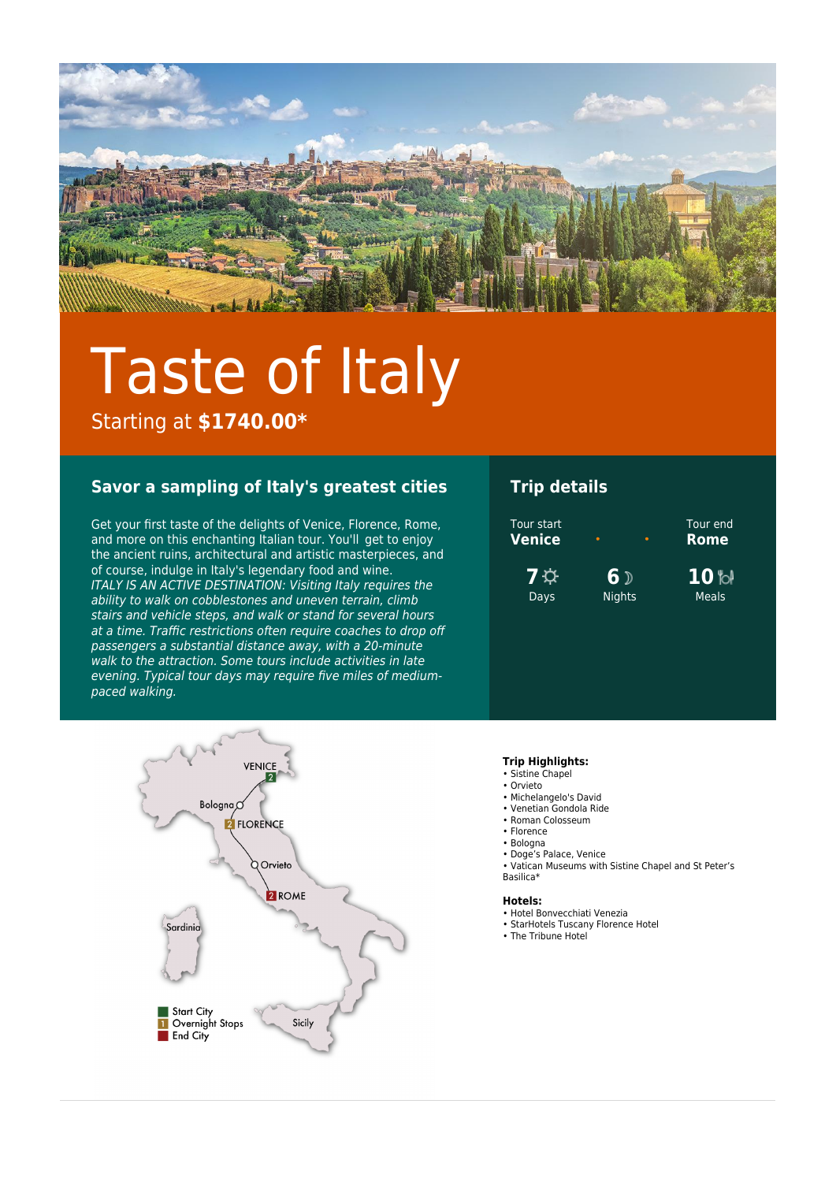# Taste of Italy

Starting at **$1740.00***

## Savor a sampling of Italy's greatest cities

Get your first taste of the delights of Venice, Florence, Rome, and more on this enchanting Italian tour. You'll get to enjoy the ancient ruins, architectural and artistic masterpieces, and of course, indulge in Italy's legendary food and wine.
*ITALY IS AN ACTIVE DESTINATION: Visiting Italy requires the ability to walk on cobblestones and uneven terrain, climb stairs and vehicle steps, and walk or stand for several hours at a time. Traffic restrictions often require coaches to drop off passengers a substantial distance away, with a 20-minute walk to the attraction. Some tours include activities in late evening. Typical tour days may require five miles of medium-paced walking.*

## Trip details

Tour start **Venice**

Tour end **Rome**

**7** Days

**6** Nights

**10** Meals

**Trip Highlights:**
- Sistine Chapel
- Orvieto
- Michelangelo's David
- Venetian Gondola Ride
- Roman Colosseum
- Florence
- Bologna
- Doge's Palace, Venice
- Vatican Museums with Sistine Chapel and St Peter's Basilica*

**Hotels:**
- Hotel Bonvecchiati Venezia
- StarHotels Tuscany Florence Hotel
- The Tribune Hotel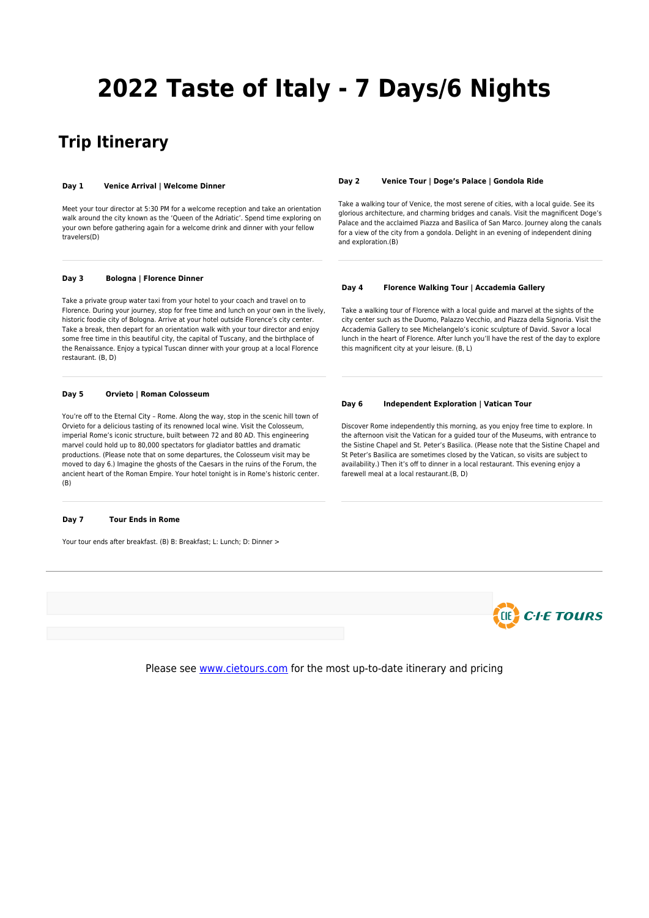# 2022 Taste of Italy - 7 Days/6 Nights

## Trip Itinerary

**Day 1 Venice Arrival | Welcome Dinner**

Meet your tour director at 5:30 PM for a welcome reception and take an orientation walk around the city known as the 'Queen of the Adriatic'. Spend time exploring on your own before gathering again for a welcome drink and dinner with your fellow travelers(D)

**Day 2 Venice Tour | Doge's Palace | Gondola Ride**

Take a walking tour of Venice, the most serene of cities, with a local guide. See its glorious architecture, and charming bridges and canals. Visit the magnificent Doge's Palace and the acclaimed Piazza and Basilica of San Marco. Journey along the canals for a view of the city from a gondola. Delight in an evening of independent dining and exploration.(B)

**Day 3 Bologna | Florence Dinner**

Take a private group water taxi from your hotel to your coach and travel on to Florence. During your journey, stop for free time and lunch on your own in the lively, historic foodie city of Bologna. Arrive at your hotel outside Florence's city center. Take a break, then depart for an orientation walk with your tour director and enjoy some free time in this beautiful city, the capital of Tuscany, and the birthplace of the Renaissance. Enjoy a typical Tuscan dinner with your group at a local Florence restaurant. (B, D)

**Day 4 Florence Walking Tour | Accademia Gallery**

Take a walking tour of Florence with a local guide and marvel at the sights of the city center such as the Duomo, Palazzo Vecchio, and Piazza della Signoria. Visit the Accademia Gallery to see Michelangelo's iconic sculpture of David. Savor a local lunch in the heart of Florence. After lunch you'll have the rest of the day to explore this magnificent city at your leisure. (B, L)

**Day 5 Orvieto | Roman Colosseum**

You're off to the Eternal City – Rome. Along the way, stop in the scenic hill town of Orvieto for a delicious tasting of its renowned local wine. Visit the Colosseum, imperial Rome's iconic structure, built between 72 and 80 AD. This engineering marvel could hold up to 80,000 spectators for gladiator battles and dramatic productions. (Please note that on some departures, the Colosseum visit may be moved to day 6.) Imagine the ghosts of the Caesars in the ruins of the Forum, the ancient heart of the Roman Empire. Your hotel tonight is in Rome's historic center. (B)

**Day 6 Independent Exploration | Vatican Tour**

Discover Rome independently this morning, as you enjoy free time to explore. In the afternoon visit the Vatican for a guided tour of the Museums, with entrance to the Sistine Chapel and St. Peter's Basilica. (Please note that the Sistine Chapel and St Peter's Basilica are sometimes closed by the Vatican, so visits are subject to availability.) Then it's off to dinner in a local restaurant. This evening enjoy a farewell meal at a local restaurant.(B, D)

**Day 7 Tour Ends in Rome**

Your tour ends after breakfast. (B) B: Breakfast; L: Lunch; D: Dinner >

C·I·E TOURS

Please see www.cietours.com for the most up-to-date itinerary and pricing